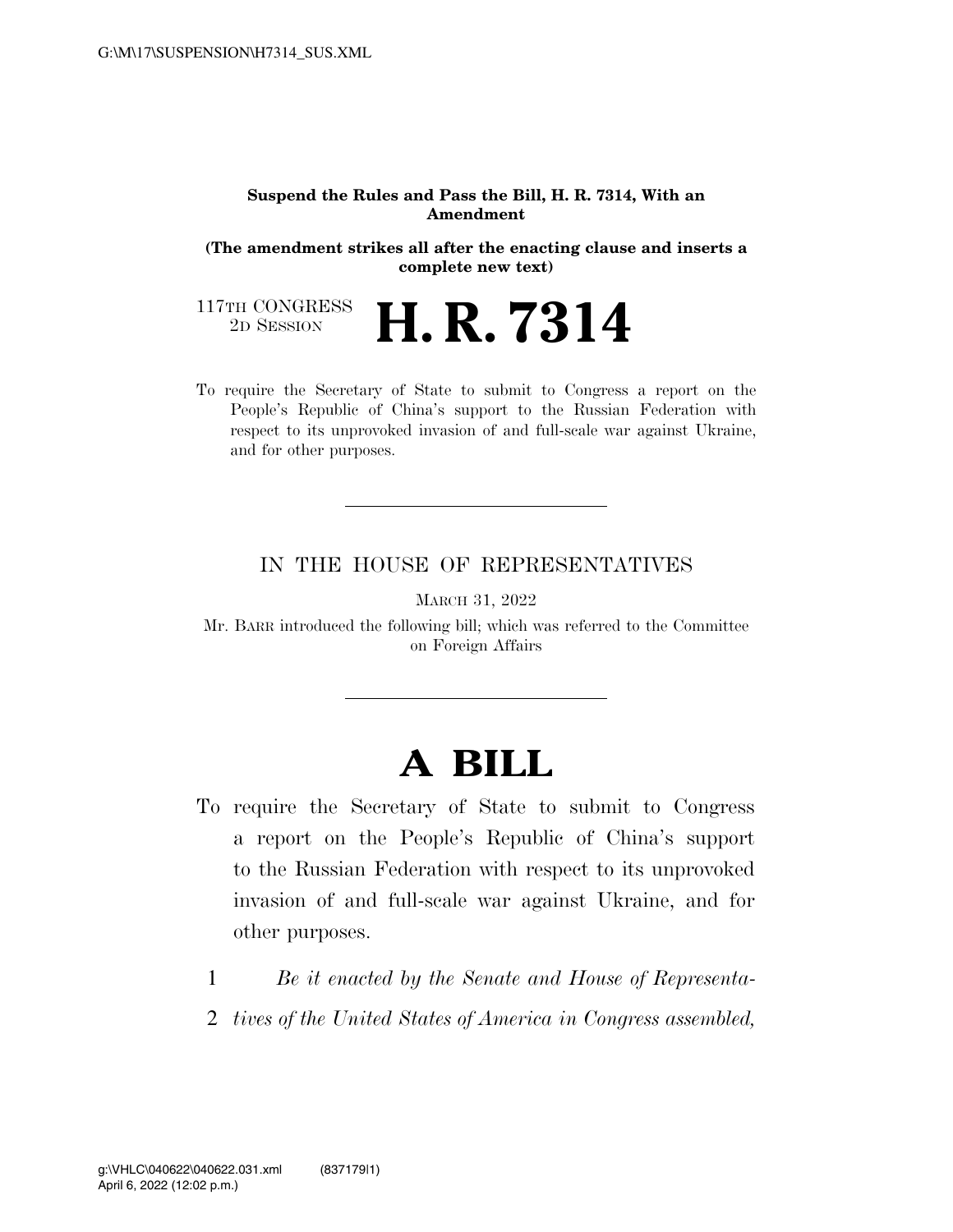**Suspend the Rules and Pass the Bill, H. R. 7314, With an Amendment**

**(The amendment strikes all after the enacting clause and inserts a complete new text)**

117TH CONGRESS
2D SESSION

# H. R. 7314

To require the Secretary of State to submit to Congress a report on the People's Republic of China's support to the Russian Federation with respect to its unprovoked invasion of and full-scale war against Ukraine, and for other purposes.

---

IN THE HOUSE OF REPRESENTATIVES

MARCH 31, 2022

Mr. BARR introduced the following bill; which was referred to the Committee on Foreign Affairs

---

# A BILL

To require the Secretary of State to submit to Congress a report on the People's Republic of China's support to the Russian Federation with respect to its unprovoked invasion of and full-scale war against Ukraine, and for other purposes.

1 *Be it enacted by the Senate and House of Representa-*
2 *tives of the United States of America in Congress assembled,*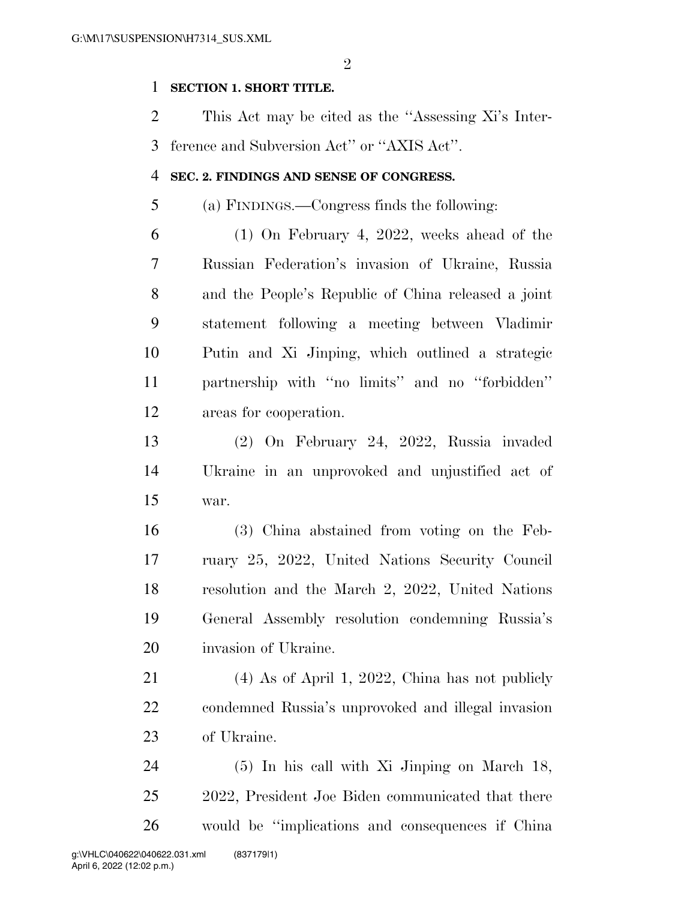**SECTION 1. SHORT TITLE.**

This Act may be cited as the ''Assessing Xi's Interference and Subversion Act'' or ''AXIS Act''.

**SEC. 2. FINDINGS AND SENSE OF CONGRESS.**

(a) FINDINGS.—Congress finds the following:

(1) On February 4, 2022, weeks ahead of the Russian Federation's invasion of Ukraine, Russia and the People's Republic of China released a joint statement following a meeting between Vladimir Putin and Xi Jinping, which outlined a strategic partnership with ''no limits'' and no ''forbidden'' areas for cooperation.

(2) On February 24, 2022, Russia invaded Ukraine in an unprovoked and unjustified act of war.

(3) China abstained from voting on the February 25, 2022, United Nations Security Council resolution and the March 2, 2022, United Nations General Assembly resolution condemning Russia's invasion of Ukraine.

(4) As of April 1, 2022, China has not publicly condemned Russia's unprovoked and illegal invasion of Ukraine.

(5) In his call with Xi Jinping on March 18, 2022, President Joe Biden communicated that there would be ''implications and consequences if China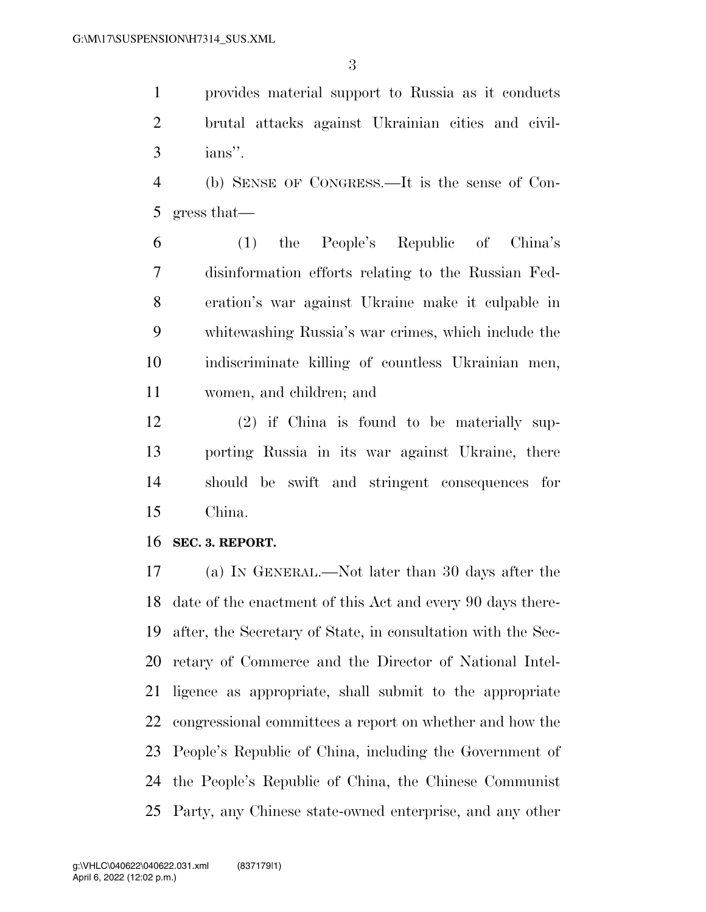provides material support to Russia as it conducts brutal attacks against Ukrainian cities and civilians''.

(b) SENSE OF CONGRESS.—It is the sense of Congress that—

(1) the People's Republic of China's disinformation efforts relating to the Russian Federation's war against Ukraine make it culpable in whitewashing Russia's war crimes, which include the indiscriminate killing of countless Ukrainian men, women, and children; and

(2) if China is found to be materially supporting Russia in its war against Ukraine, there should be swift and stringent consequences for China.

**SEC. 3. REPORT.**

(a) IN GENERAL.—Not later than 30 days after the date of the enactment of this Act and every 90 days thereafter, the Secretary of State, in consultation with the Secretary of Commerce and the Director of National Intelligence as appropriate, shall submit to the appropriate congressional committees a report on whether and how the People's Republic of China, including the Government of the People's Republic of China, the Chinese Communist Party, any Chinese state-owned enterprise, and any other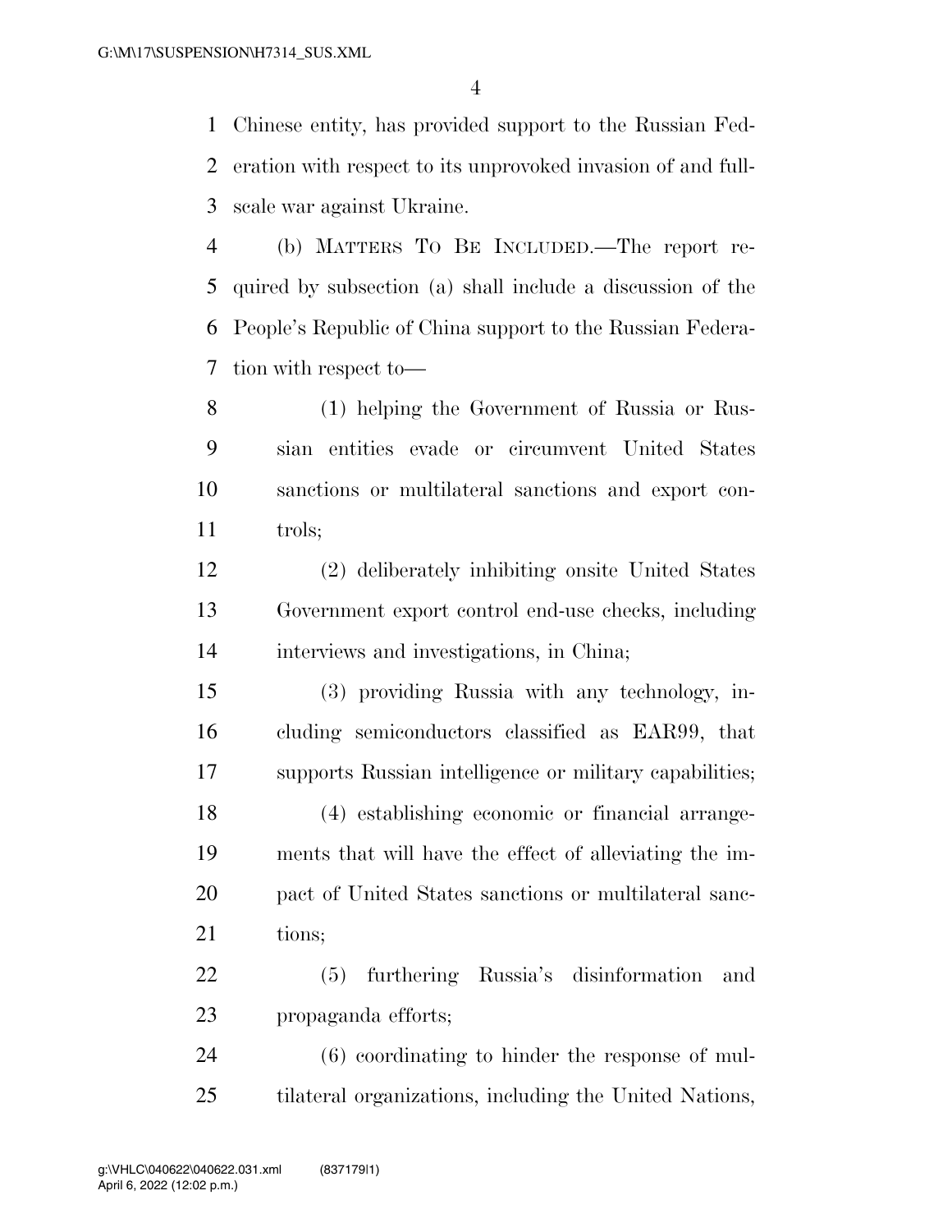Chinese entity, has provided support to the Russian Federation with respect to its unprovoked invasion of and full-scale war against Ukraine.

(b) MATTERS TO BE INCLUDED.—The report required by subsection (a) shall include a discussion of the People's Republic of China support to the Russian Federation with respect to—

(1) helping the Government of Russia or Russian entities evade or circumvent United States sanctions or multilateral sanctions and export controls;

(2) deliberately inhibiting onsite United States Government export control end-use checks, including interviews and investigations, in China;

(3) providing Russia with any technology, including semiconductors classified as EAR99, that supports Russian intelligence or military capabilities;

(4) establishing economic or financial arrangements that will have the effect of alleviating the impact of United States sanctions or multilateral sanctions;

(5) furthering Russia's disinformation and propaganda efforts;

(6) coordinating to hinder the response of multilateral organizations, including the United Nations,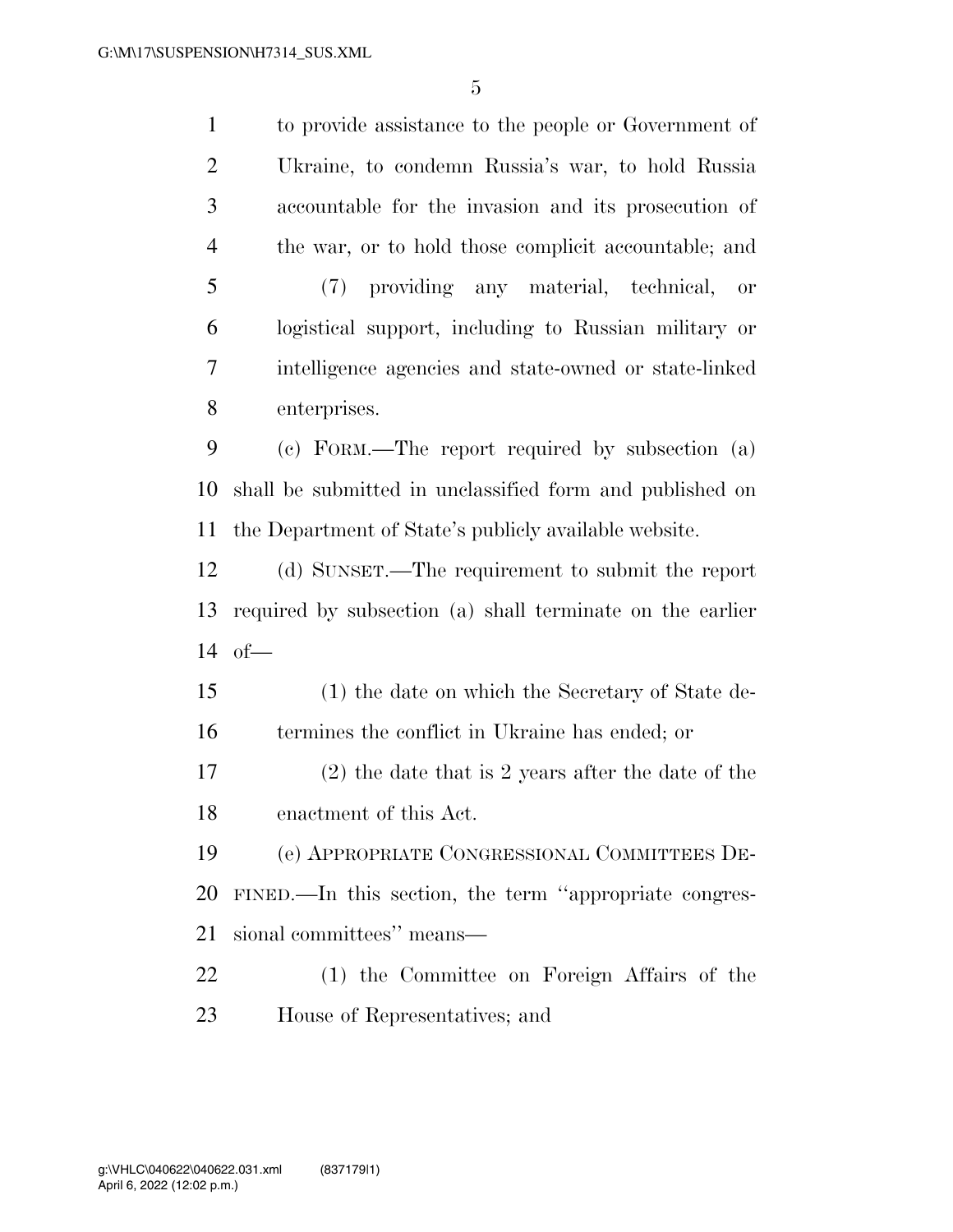to provide assistance to the people or Government of Ukraine, to condemn Russia's war, to hold Russia accountable for the invasion and its prosecution of the war, or to hold those complicit accountable; and

(7) providing any material, technical, or logistical support, including to Russian military or intelligence agencies and state-owned or state-linked enterprises.

(c) FORM.—The report required by subsection (a) shall be submitted in unclassified form and published on the Department of State's publicly available website.

(d) SUNSET.—The requirement to submit the report required by subsection (a) shall terminate on the earlier of—

(1) the date on which the Secretary of State determines the conflict in Ukraine has ended; or

(2) the date that is 2 years after the date of the enactment of this Act.

(e) APPROPRIATE CONGRESSIONAL COMMITTEES DEFINED.—In this section, the term "appropriate congressional committees" means—

(1) the Committee on Foreign Affairs of the House of Representatives; and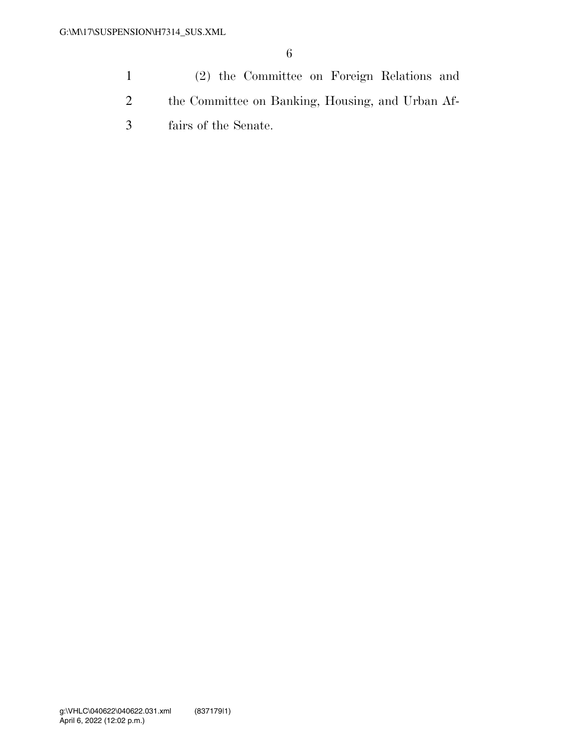(2) the Committee on Foreign Relations and the Committee on Banking, Housing, and Urban Affairs of the Senate.